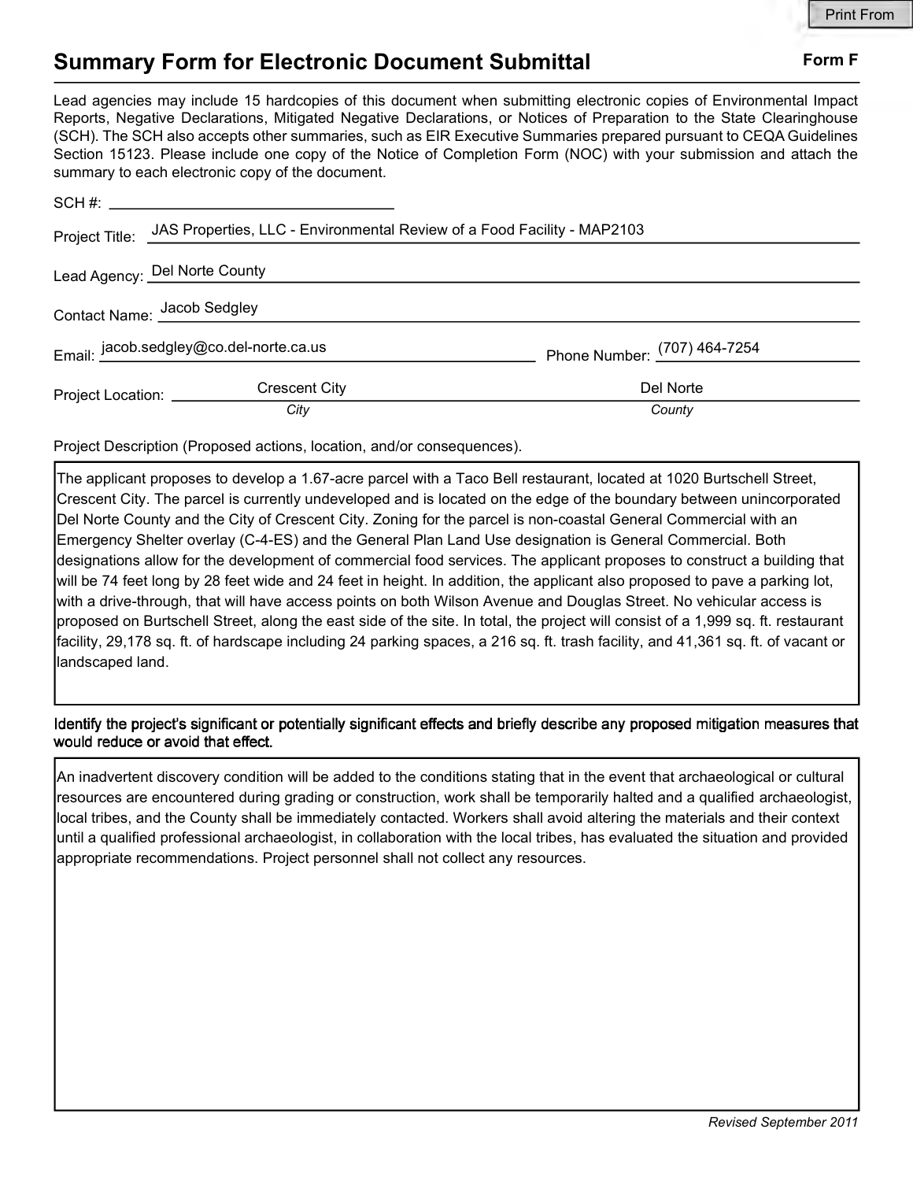# Summary Form for Electronic Document Submittal

**Form F**

Lead agencies may include 15 hardcopies of this document when submitting electronic copies of Environmental Impact Reports, Negative Declarations, Mitigated Negative Declarations, or Notices of Preparation to the State Clearinghouse (SCH). The SCH also accepts other summaries, such as EIR Executive Summaries prepared pursuant to CEQA Guidelines Section 15123. Please include one copy of the Notice of Completion Form (NOC) with your submission and attach the summary to each electronic copy of the document.

SCH #: ____________________

Project Title: JAS Properties, LLC - Environmental Review of a Food Facility - MAP2103

Lead Agency: Del Norte County

Contact Name: Jacob Sedgley

Email: jacob.sedgley@co.del-norte.ca.us    Phone Number: (707) 464-7254

Project Location: Crescent City (*City*)    Del Norte (*County*)

Project Description (Proposed actions, location, and/or consequences).

The applicant proposes to develop a 1.67-acre parcel with a Taco Bell restaurant, located at 1020 Burtschell Street, Crescent City. The parcel is currently undeveloped and is located on the edge of the boundary between unincorporated Del Norte County and the City of Crescent City. Zoning for the parcel is non-coastal General Commercial with an Emergency Shelter overlay (C-4-ES) and the General Plan Land Use designation is General Commercial. Both designations allow for the development of commercial food services. The applicant proposes to construct a building that will be 74 feet long by 28 feet wide and 24 feet in height. In addition, the applicant also proposed to pave a parking lot, with a drive-through, that will have access points on both Wilson Avenue and Douglas Street. No vehicular access is proposed on Burtschell Street, along the east side of the site. In total, the project will consist of a 1,999 sq. ft. restaurant facility, 29,178 sq. ft. of hardscape including 24 parking spaces, a 216 sq. ft. trash facility, and 41,361 sq. ft. of vacant or landscaped land.

**Identify the project's significant or potentially significant effects and briefly describe any proposed mitigation measures that would reduce or avoid that effect.**

An inadvertent discovery condition will be added to the conditions stating that in the event that archaeological or cultural resources are encountered during grading or construction, work shall be temporarily halted and a qualified archaeologist, local tribes, and the County shall be immediately contacted. Workers shall avoid altering the materials and their context until a qualified professional archaeologist, in collaboration with the local tribes, has evaluated the situation and provided appropriate recommendations. Project personnel shall not collect any resources.

*Revised September 2011*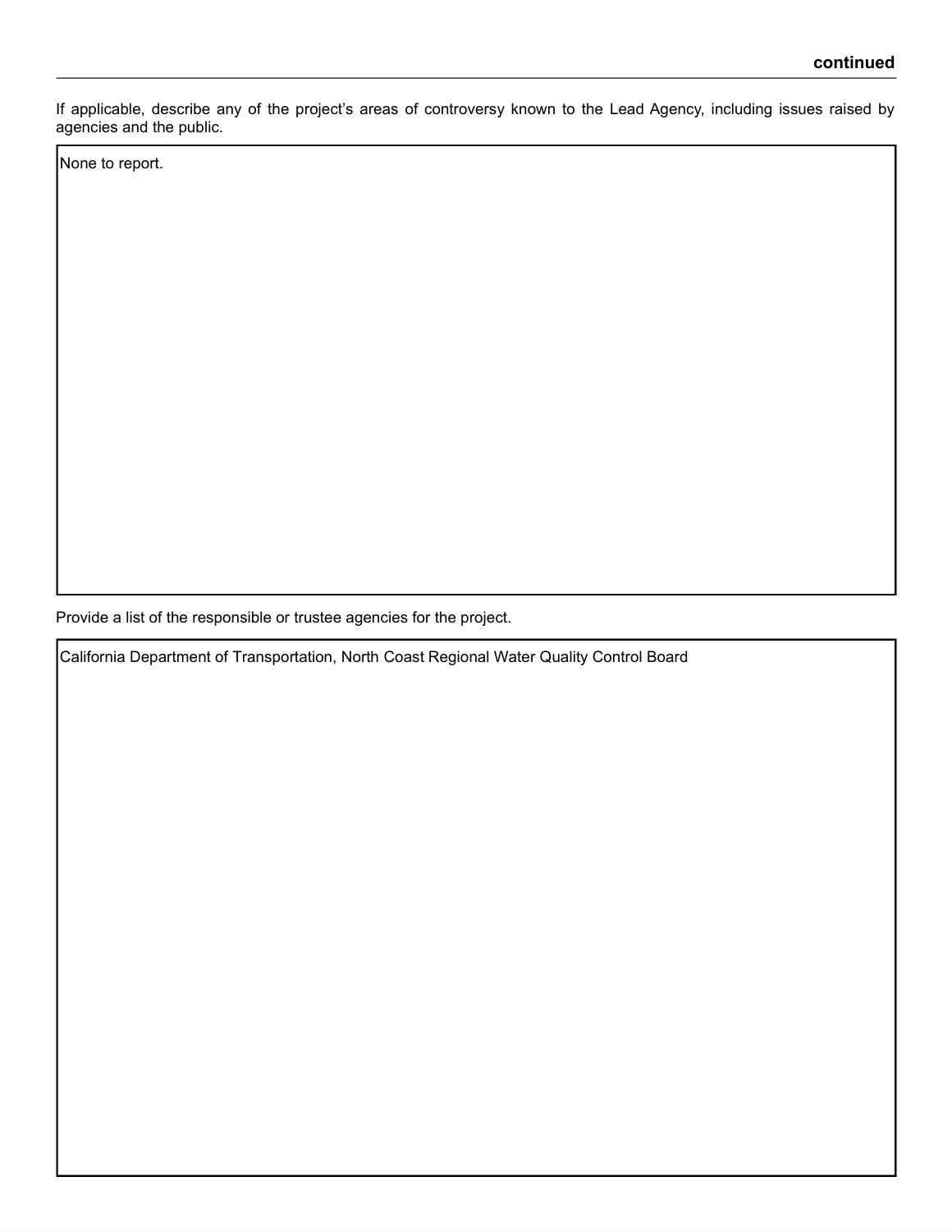**continued**

If applicable, describe any of the project's areas of controversy known to the Lead Agency, including issues raised by agencies and the public.

None to report.

Provide a list of the responsible or trustee agencies for the project.

California Department of Transportation, North Coast Regional Water Quality Control Board